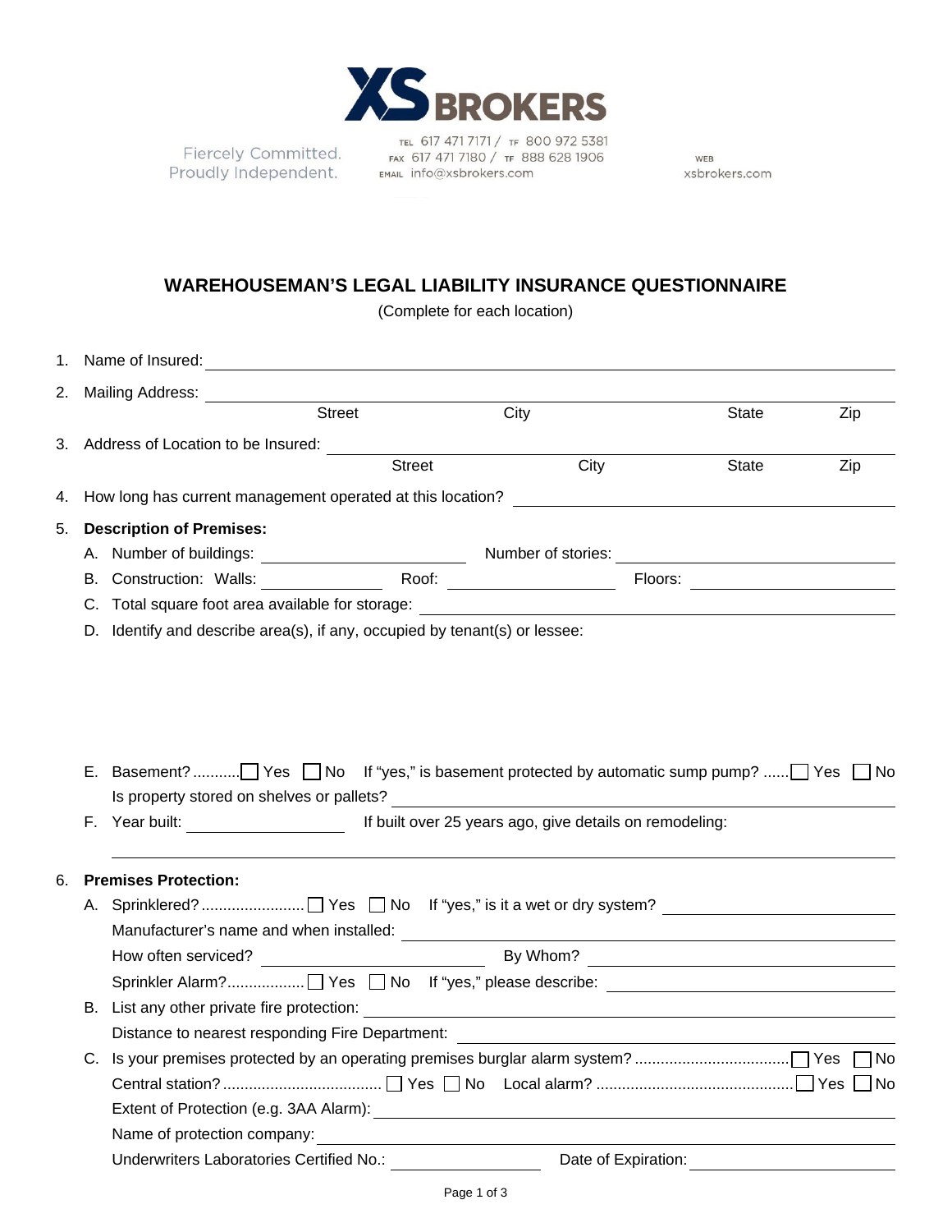**XS BROKERS**

Fiercely Committed.
Proudly Independent.

TEL 617 471 7171 / TF 800 972 5381
FAX 617 471 7180 / TF 888 628 1906
EMAIL info@xsbrokers.com

WEB
xsbrokers.com

## WAREHOUSEMAN'S LEGAL LIABILITY INSURANCE QUESTIONNAIRE

(Complete for each location)

1. Name of Insured: ______________________________

2. Mailing Address: ______________________________
   Street City State Zip

3. Address of Location to be Insured: ______________________________
   Street City State Zip

4. How long has current management operated at this location? ______________________________

5. **Description of Premises:**

   A. Number of buildings: ______________ Number of stories: ______________

   B. Construction: Walls: ______________ Roof: ______________ Floors: ______________

   C. Total square foot area available for storage: ______________________________

   D. Identify and describe area(s), if any, occupied by tenant(s) or lessee:

   E. Basement? ........... ☐ Yes ☐ No If "yes," is basement protected by automatic sump pump? ...... ☐ Yes ☐ No
   Is property stored on shelves or pallets? ______________________________

   F. Year built: ______________ If built over 25 years ago, give details on remodeling:
   ______________________________

6. **Premises Protection:**

   A. Sprinklered? ........................ ☐ Yes ☐ No If "yes," is it a wet or dry system? ______________
   Manufacturer's name and when installed: ______________________________
   How often serviced? ______________ By Whom? ______________
   Sprinkler Alarm? .................. ☐ Yes ☐ No If "yes," please describe: ______________

   B. List any other private fire protection: ______________________________
   Distance to nearest responding Fire Department: ______________________________

   C. Is your premises protected by an operating premises burglar alarm system? .................................... ☐ Yes ☐ No
   Central station? .................................... ☐ Yes ☐ No Local alarm? ............................................. ☐ Yes ☐ No
   Extent of Protection (e.g. 3AA Alarm): ______________________________
   Name of protection company: ______________________________
   Underwriters Laboratories Certified No.: ______________ Date of Expiration: ______________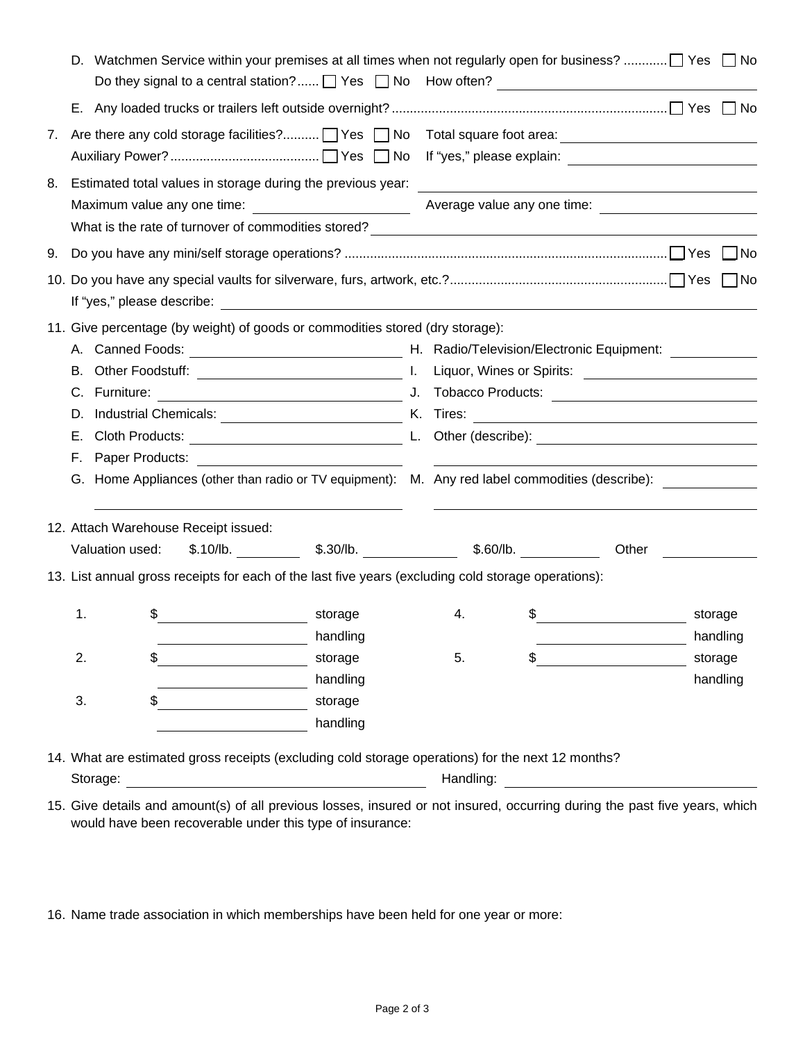D. Watchmen Service within your premises at all times when not regularly open for business? ............ ☐ Yes ☐ No
   Do they signal to a central station?...... ☐ Yes ☐ No   How often? ____________________

E. Any loaded trucks or trailers left outside overnight? ........................................................................... ☐ Yes ☐ No

7. Are there any cold storage facilities?.......... ☐ Yes ☐ No   Total square foot area: ____________________
   Auxiliary Power? ........................................ ☐ Yes ☐ No   If "yes," please explain: ____________________

8. Estimated total values in storage during the previous year: ____________________
   Maximum value any one time: ____________________   Average value any one time: ____________________
   What is the rate of turnover of commodities stored? ____________________

9. Do you have any mini/self storage operations? ........................................................................................ ☐ Yes ☐ No

10. Do you have any special vaults for silverware, furs, artwork, etc.? ........................................................... ☐ Yes ☐ No
    If "yes," please describe: ____________________

11. Give percentage (by weight) of goods or commodities stored (dry storage):
    A. Canned Foods: ____________________
    B. Other Foodstuff: ____________________
    C. Furniture: ____________________
    D. Industrial Chemicals: ____________________
    E. Cloth Products: ____________________
    F. Paper Products: ____________________
    G. Home Appliances (other than radio or TV equipment): ____________________
    H. Radio/Television/Electronic Equipment: ____________________
    I. Liquor, Wines or Spirits: ____________________
    J. Tobacco Products: ____________________
    K. Tires: ____________________
    L. Other (describe): ____________________
    M. Any red label commodities (describe): ____________________

12. Attach Warehouse Receipt issued:
    Valuation used:   $.10/lb. __________   $.30/lb. __________   $.60/lb. __________   Other __________

13. List annual gross receipts for each of the last five years (excluding cold storage operations):

    1. $__________ storage
       __________ handling
    2. $__________ storage
       __________ handling
    3. $__________ storage
       __________ handling
    4. $__________ storage
       __________ handling
    5. $__________ storage
       __________ handling

14. What are estimated gross receipts (excluding cold storage operations) for the next 12 months?
    Storage: ____________________   Handling: ____________________

15. Give details and amount(s) of all previous losses, insured or not insured, occurring during the past five years, which would have been recoverable under this type of insurance:

16. Name trade association in which memberships have been held for one year or more: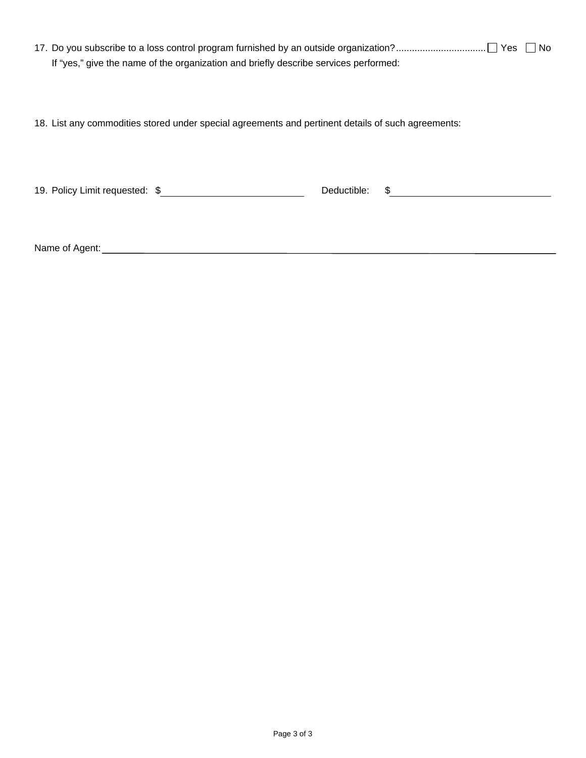17. Do you subscribe to a loss control program furnished by an outside organization? ☐ Yes ☐ No

 If "yes," give the name of the organization and briefly describe services performed:

18. List any commodities stored under special agreements and pertinent details of such agreements:

19. Policy Limit requested: $\_\_\_\_\_\_\_\_\_\_\_\_\_\_\_\_\_\_\_\_ Deductible: $\_\_\_\_\_\_\_\_\_\_\_\_\_\_\_\_\_\_\_\_

Name of Agent: \_\_\_\_\_\_\_\_\_\_\_\_\_\_\_\_\_\_\_\_\_\_\_\_\_\_\_\_\_\_\_\_\_\_\_\_\_\_\_\_